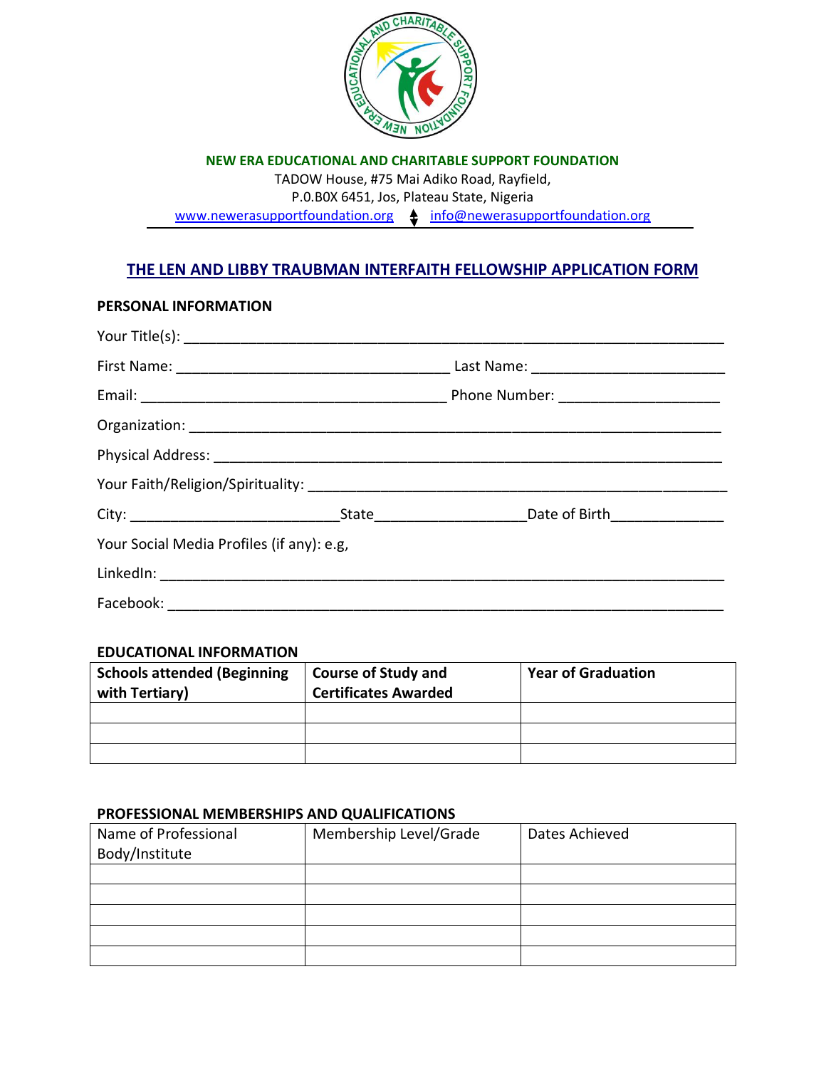**NEW ERA EDUCATIONAL AND CHARITABLE SUPPORT FOUNDATION**

TADOW House, #75 Mai Adiko Road, Rayfield,
P.0.B0X 6451, Jos, Plateau State, Nigeria
www.newerasupportfoundation.org  info@newerasupportfoundation.org

## THE LEN AND LIBBY TRAUBMAN INTERFAITH FELLOWSHIP APPLICATION FORM

### PERSONAL INFORMATION

Your Title(s): ______________________________________________

First Name: ______________________ Last Name: ______________________

Email: ______________________ Phone Number: ______________________

Organization: ______________________________________________

Physical Address: ______________________________________________

Your Faith/Religion/Spirituality: ______________________________________________

City: ______________________ State______________________ Date of Birth______________

Your Social Media Profiles (if any): e.g,

LinkedIn: ______________________________________________

Facebook: ______________________________________________

### EDUCATIONAL INFORMATION

| Schools attended (Beginning with Tertiary) | Course of Study and Certificates Awarded | Year of Graduation |
|---|---|---|
| | | |
| | | |
| | | |

### PROFESSIONAL MEMBERSHIPS AND QUALIFICATIONS

| Name of Professional Body/Institute | Membership Level/Grade | Dates Achieved |
|---|---|---|
| | | |
| | | |
| | | |
| | | |
| | | |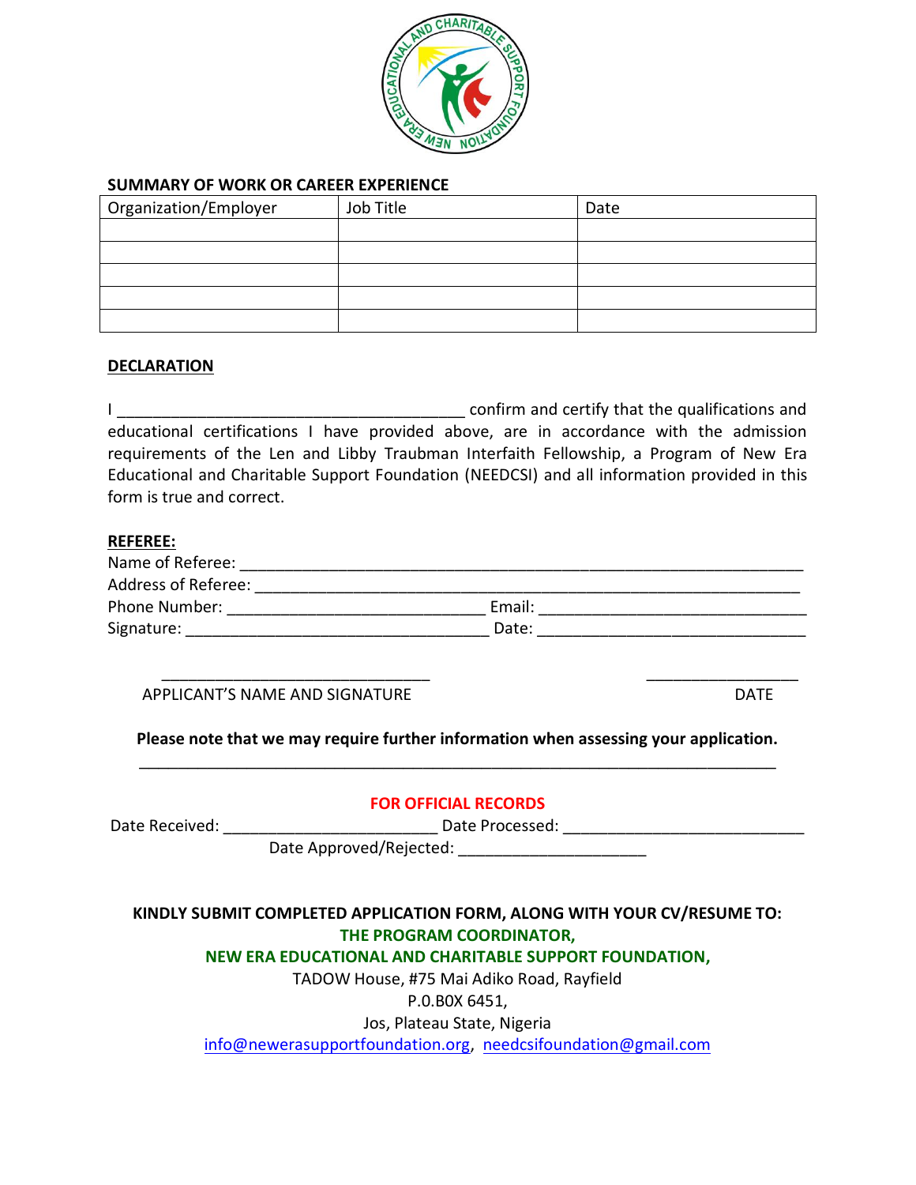## SUMMARY OF WORK OR CAREER EXPERIENCE

| Organization/Employer | Job Title | Date |
|---|---|---|
| | | |
| | | |
| | | |
| | | |
| | | |

## DECLARATION

I _______________________________________ confirm and certify that the qualifications and educational certifications I have provided above, are in accordance with the admission requirements of the Len and Libby Traubman Interfaith Fellowship, a Program of New Era Educational and Charitable Support Foundation (NEEDCSI) and all information provided in this form is true and correct.

**REFEREE:**

Name of Referee: _______________________________________________________________

Address of Referee: _____________________________________________________________

Phone Number: ____________________________ Email: ______________________________

Signature: _________________________________ Date: ______________________________

______________________________ APPLICANT'S NAME AND SIGNATURE

_________________ DATE

**Please note that we may require further information when assessing your application.**

---

**FOR OFFICIAL RECORDS**

Date Received: _______________________ Date Processed: __________________________

Date Approved/Rejected: ____________________

**KINDLY SUBMIT COMPLETED APPLICATION FORM, ALONG WITH YOUR CV/RESUME TO:**

**THE PROGRAM COORDINATOR,**

**NEW ERA EDUCATIONAL AND CHARITABLE SUPPORT FOUNDATION,**

TADOW House, #75 Mai Adiko Road, Rayfield

P.0.B0X 6451,

Jos, Plateau State, Nigeria

info@newerasupportfoundation.org, needcsifoundation@gmail.com